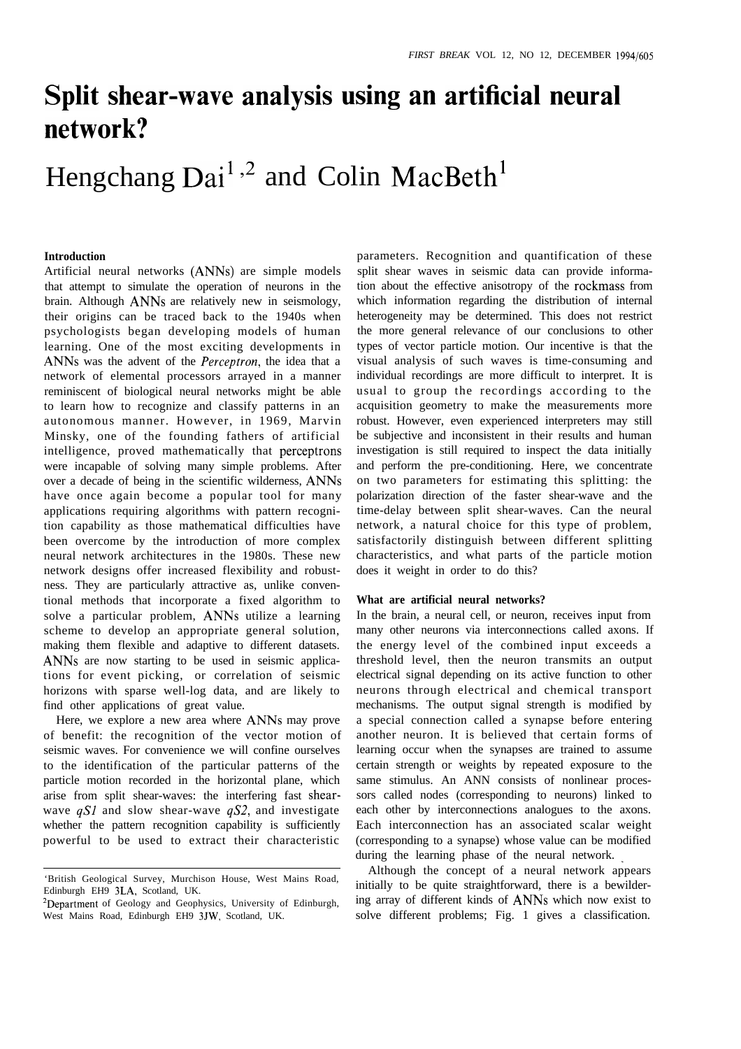# Split shear-wave analysis using an artificial neural network?

Hengchang Dai[1,2] and Colin MacBeth[1]

### Introduction

Artificial neural networks (ANNs) are simple models that attempt to simulate the operation of neurons in the brain. Although ANNs are relatively new in seismology, their origins can be traced back to the 1940s when psychologists began developing models of human learning. One of the most exciting developments in ANNs was the advent of the *Perceptron*, the idea that a network of elemental processors arrayed in a manner reminiscent of biological neural networks might be able to learn how to recognize and classify patterns in an autonomous manner. However, in 1969, Marvin Minsky, one of the founding fathers of artificial intelligence, proved mathematically that perceptrons were incapable of solving many simple problems. After over a decade of being in the scientific wilderness, ANNs have once again become a popular tool for many applications requiring algorithms with pattern recognition capability as those mathematical difficulties have been overcome by the introduction of more complex neural network architectures in the 1980s. These new network designs offer increased flexibility and robustness. They are particularly attractive as, unlike conventional methods that incorporate a fixed algorithm to solve a particular problem, ANNs utilize a learning scheme to develop an appropriate general solution, making them flexible and adaptive to different datasets. ANNs are now starting to be used in seismic applications for event picking, or correlation of seismic horizons with sparse well-log data, and are likely to find other applications of great value.

Here, we explore a new area where ANNs may prove of benefit: the recognition of the vector motion of seismic waves. For convenience we will confine ourselves to the identification of the particular patterns of the particle motion recorded in the horizontal plane, which arise from split shear-waves: the interfering fast shear-wave *qS1* and slow shear-wave *qS2*, and investigate whether the pattern recognition capability is sufficiently powerful to be used to extract their characteristic parameters. Recognition and quantification of these split shear waves in seismic data can provide information about the effective anisotropy of the rockmass from which information regarding the distribution of internal heterogeneity may be determined. This does not restrict the more general relevance of our conclusions to other types of vector particle motion. Our incentive is that the visual analysis of such waves is time-consuming and individual recordings are more difficult to interpret. It is usual to group the recordings according to the acquisition geometry to make the measurements more robust. However, even experienced interpreters may still be subjective and inconsistent in their results and human investigation is still required to inspect the data initially and perform the pre-conditioning. Here, we concentrate on two parameters for estimating this splitting: the polarization direction of the faster shear-wave and the time-delay between split shear-waves. Can the neural network, a natural choice for this type of problem, satisfactorily distinguish between different splitting characteristics, and what parts of the particle motion does it weight in order to do this?

### What are artificial neural networks?

In the brain, a neural cell, or neuron, receives input from many other neurons via interconnections called axons. If the energy level of the combined input exceeds a threshold level, then the neuron transmits an output electrical signal depending on its active function to other neurons through electrical and chemical transport mechanisms. The output signal strength is modified by a special connection called a synapse before entering another neuron. It is believed that certain forms of learning occur when the synapses are trained to assume certain strength or weights by repeated exposure to the same stimulus. An ANN consists of nonlinear processors called nodes (corresponding to neurons) linked to each other by interconnections analogues to the axons. Each interconnection has an associated scalar weight (corresponding to a synapse) whose value can be modified during the learning phase of the neural network.

Although the concept of a neural network appears initially to be quite straightforward, there is a bewildering array of different kinds of ANNs which now exist to solve different problems; Fig. 1 gives a classification.

[1]British Geological Survey, Murchison House, West Mains Road, Edinburgh EH9 3LA, Scotland, UK.

[2]Department of Geology and Geophysics, University of Edinburgh, West Mains Road, Edinburgh EH9 3JW, Scotland, UK.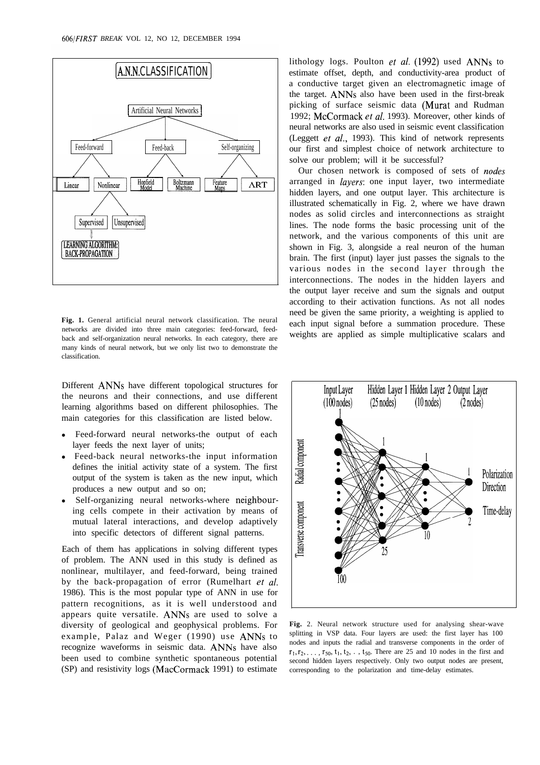Fig. 1. General artificial neural network classification. The neural networks are divided into three main categories: feed-forward, feed-back and self-organization neural networks. In each category, there are many kinds of neural network, but we only list two to demonstrate the classification.

Different ANNs have different topological structures for the neurons and their connections, and use different learning algorithms based on different philosophies. The main categories for this classification are listed below.

- Feed-forward neural networks-the output of each layer feeds the next layer of units;
- Feed-back neural networks-the input information defines the initial activity state of a system. The first output of the system is taken as the new input, which produces a new output and so on;
- Self-organizing neural networks-where neighbouring cells compete in their activation by means of mutual lateral interactions, and develop adaptively into specific detectors of different signal patterns.

Each of them has applications in solving different types of problem. The ANN used in this study is defined as nonlinear, multilayer, and feed-forward, being trained by the back-propagation of error (Rumelhart *et al.* 1986). This is the most popular type of ANN in use for pattern recognitions, as it is well understood and appears quite versatile. ANNs are used to solve a diversity of geological and geophysical problems. For example, Palaz and Weger (1990) use ANNs to recognize waveforms in seismic data. ANNs have also been used to combine synthetic spontaneous potential (SP) and resistivity logs (MacCormack 1991) to estimate lithology logs. Poulton *et al.* (1992) used ANNs to estimate offset, depth, and conductivity-area product of a conductive target given an electromagnetic image of the target. ANNs also have been used in the first-break picking of surface seismic data (Murat and Rudman 1992; McCormack *et al.* 1993). Moreover, other kinds of neural networks are also used in seismic event classification (Leggett *et al.*, 1993). This kind of network represents our first and simplest choice of network architecture to solve our problem; will it be successful?

Our chosen network is composed of sets of *nodes* arranged in *layers*: one input layer, two intermediate hidden layers, and one output layer. This architecture is illustrated schematically in Fig. 2, where we have drawn nodes as solid circles and interconnections as straight lines. The node forms the basic processing unit of the network, and the various components of this unit are shown in Fig. 3, alongside a real neuron of the human brain. The first (input) layer just passes the signals to the various nodes in the second layer through the interconnections. The nodes in the hidden layers and the output layer receive and sum the signals and output according to their activation functions. As not all nodes need be given the same priority, a weighting is applied to each input signal before a summation procedure. These weights are applied as simple multiplicative scalars and

Fig. 2. Neural network structure used for analysing shear-wave splitting in VSP data. Four layers are used: the first layer has 100 nodes and inputs the radial and transverse components in the order of $r_1, r_2, \ldots, r_{50}, t_1, t_2, \ldots, t_{50}$. There are 25 and 10 nodes in the first and second hidden layers respectively. Only two output nodes are present, corresponding to the polarization and time-delay estimates.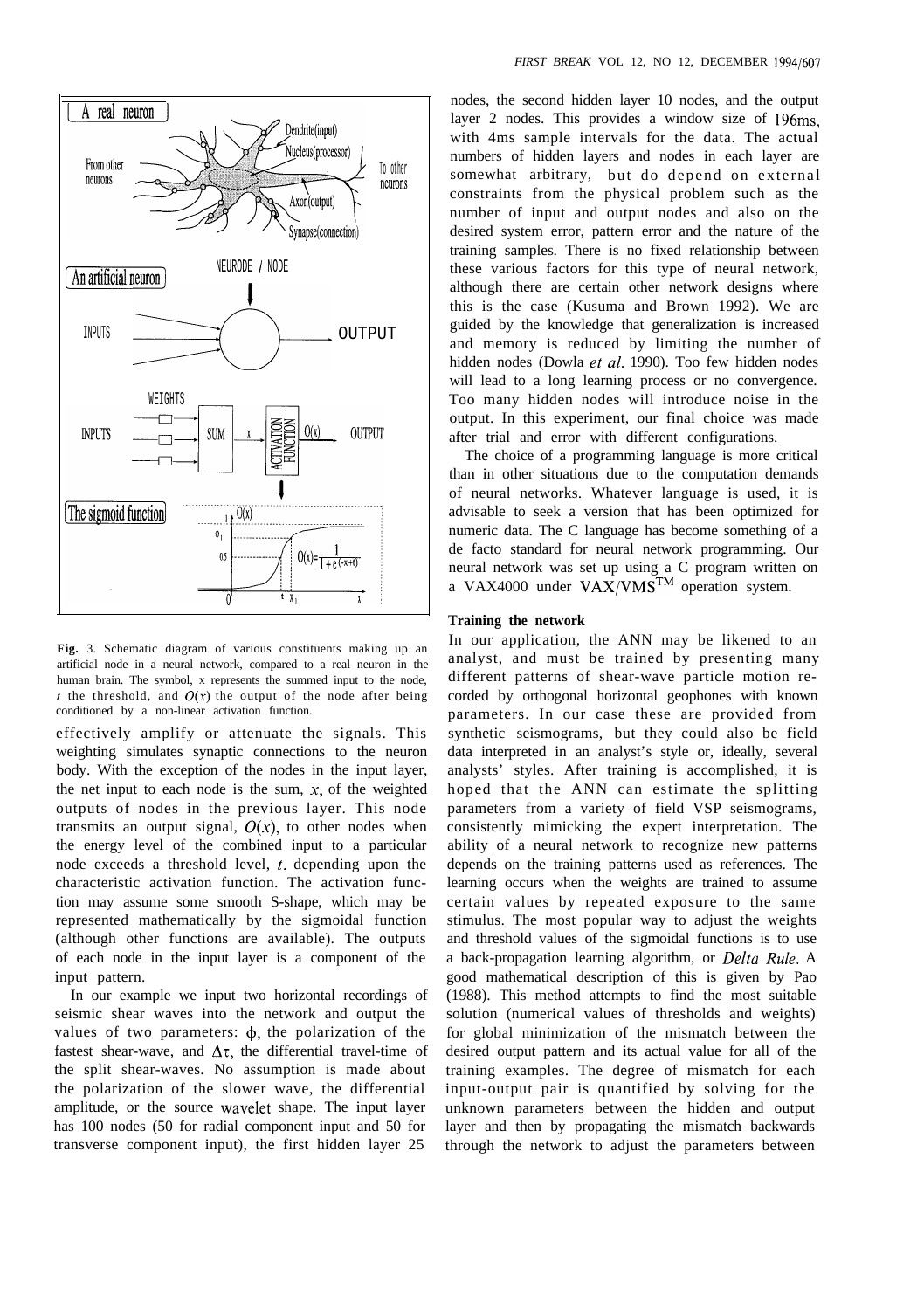**Fig.** 3. Schematic diagram of various constituents making up an artificial node in a neural network, compared to a real neuron in the human brain. The symbol, x represents the summed input to the node, $t$ the threshold, and $O(x)$ the output of the node after being conditioned by a non-linear activation function.

effectively amplify or attenuate the signals. This weighting simulates synaptic connections to the neuron body. With the exception of the nodes in the input layer, the net input to each node is the sum, $x$, of the weighted outputs of nodes in the previous layer. This node transmits an output signal, $O(x)$, to other nodes when the energy level of the combined input to a particular node exceeds a threshold level, $t$, depending upon the characteristic activation function. The activation function may assume some smooth S-shape, which may be represented mathematically by the sigmoidal function (although other functions are available). The outputs of each node in the input layer is a component of the input pattern.

In our example we input two horizontal recordings of seismic shear waves into the network and output the values of two parameters: $\phi$, the polarization of the fastest shear-wave, and $\Delta\tau$, the differential travel-time of the split shear-waves. No assumption is made about the polarization of the slower wave, the differential amplitude, or the source wavelet shape. The input layer has 100 nodes (50 for radial component input and 50 for transverse component input), the first hidden layer 25 nodes, the second hidden layer 10 nodes, and the output layer 2 nodes. This provides a window size of 196ms, with 4ms sample intervals for the data. The actual numbers of hidden layers and nodes in each layer are somewhat arbitrary, but do depend on external constraints from the physical problem such as the number of input and output nodes and also on the desired system error, pattern error and the nature of the training samples. There is no fixed relationship between these various factors for this type of neural network, although there are certain other network designs where this is the case (Kusuma and Brown 1992). We are guided by the knowledge that generalization is increased and memory is reduced by limiting the number of hidden nodes (Dowla *et al.* 1990). Too few hidden nodes will lead to a long learning process or no convergence. Too many hidden nodes will introduce noise in the output. In this experiment, our final choice was made after trial and error with different configurations.

The choice of a programming language is more critical than in other situations due to the computation demands of neural networks. Whatever language is used, it is advisable to seek a version that has been optimized for numeric data. The C language has become something of a de facto standard for neural network programming. Our neural network was set up using a C program written on a VAX4000 under VAX/VMS™ operation system.

### Training the network

In our application, the ANN may be likened to an analyst, and must be trained by presenting many different patterns of shear-wave particle motion recorded by orthogonal horizontal geophones with known parameters. In our case these are provided from synthetic seismograms, but they could also be field data interpreted in an analyst's style or, ideally, several analysts' styles. After training is accomplished, it is hoped that the ANN can estimate the splitting parameters from a variety of field VSP seismograms, consistently mimicking the expert interpretation. The ability of a neural network to recognize new patterns depends on the training patterns used as references. The learning occurs when the weights are trained to assume certain values by repeated exposure to the same stimulus. The most popular way to adjust the weights and threshold values of the sigmoidal functions is to use a back-propagation learning algorithm, or *Delta Rule*. A good mathematical description of this is given by Pao (1988). This method attempts to find the most suitable solution (numerical values of thresholds and weights) for global minimization of the mismatch between the desired output pattern and its actual value for all of the training examples. The degree of mismatch for each input-output pair is quantified by solving for the unknown parameters between the hidden and output layer and then by propagating the mismatch backwards through the network to adjust the parameters between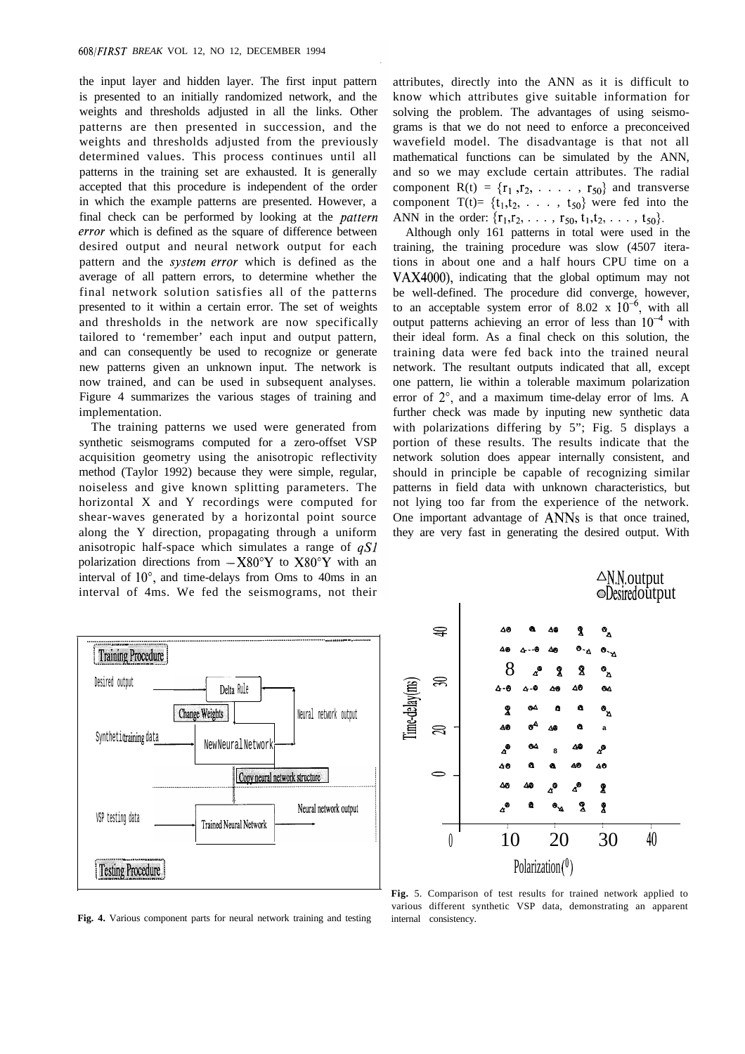the input layer and hidden layer. The first input pattern is presented to an initially randomized network, and the weights and thresholds adjusted in all the links. Other patterns are then presented in succession, and the weights and thresholds adjusted from the previously determined values. This process continues until all patterns in the training set are exhausted. It is generally accepted that this procedure is independent of the order in which the example patterns are presented. However, a final check can be performed by looking at the *pattern error* which is defined as the square of difference between desired output and neural network output for each pattern and the *system error* which is defined as the average of all pattern errors, to determine whether the final network solution satisfies all of the patterns presented to it within a certain error. The set of weights and thresholds in the network are now specifically tailored to 'remember' each input and output pattern, and can consequently be used to recognize or generate new patterns given an unknown input. The network is now trained, and can be used in subsequent analyses. Figure 4 summarizes the various stages of training and implementation.

The training patterns we used were generated from synthetic seismograms computed for a zero-offset VSP acquisition geometry using the anisotropic reflectivity method (Taylor 1992) because they were simple, regular, noiseless and give known splitting parameters. The horizontal X and Y recordings were computed for shear-waves generated by a horizontal point source along the Y direction, propagating through a uniform anisotropic half-space which simulates a range of *qS1* polarization directions from $-$X80°Y to X80°Y with an interval of 10°, and time-delays from 0ms to 40ms in an interval of 4ms. We fed the seismograms, not their attributes, directly into the ANN as it is difficult to know which attributes give suitable information for solving the problem. The advantages of using seismograms is that we do not need to enforce a preconceived wavefield model. The disadvantage is that not all mathematical functions can be simulated by the ANN, and so we may exclude certain attributes. The radial component $R(t) = \{r_1, r_2, \ldots, r_{50}\}$ and transverse component $T(t) = \{t_1, t_2, \ldots, t_{50}\}$ were fed into the ANN in the order: $\{r_1, r_2, \ldots, r_{50}, t_1, t_2, \ldots, t_{50}\}$.

Although only 161 patterns in total were used in the training, the training procedure was slow (4507 iterations in about one and a half hours CPU time on a VAX4000), indicating that the global optimum may not be well-defined. The procedure did converge, however, to an acceptable system error of $8.02 \times 10^{-6}$, with all output patterns achieving an error of less than $10^{-4}$ with their ideal form. As a final check on this solution, the training data were fed back into the trained neural network. The resultant outputs indicated that all, except one pattern, lie within a tolerable maximum polarization error of 2°, and a maximum time-delay error of 1ms. A further check was made by inputing new synthetic data with polarizations differing by 5°; Fig. 5 displays a portion of these results. The results indicate that the network solution does appear internally consistent, and should in principle be capable of recognizing similar patterns in field data with unknown characteristics, but not lying too far from the experience of the network. One important advantage of ANNs is that once trained, they are very fast in generating the desired output. With

**Fig. 4.** Various component parts for neural network training and testing

**Fig.** 5. Comparison of test results for trained network applied to various different synthetic VSP data, demonstrating an apparent internal consistency.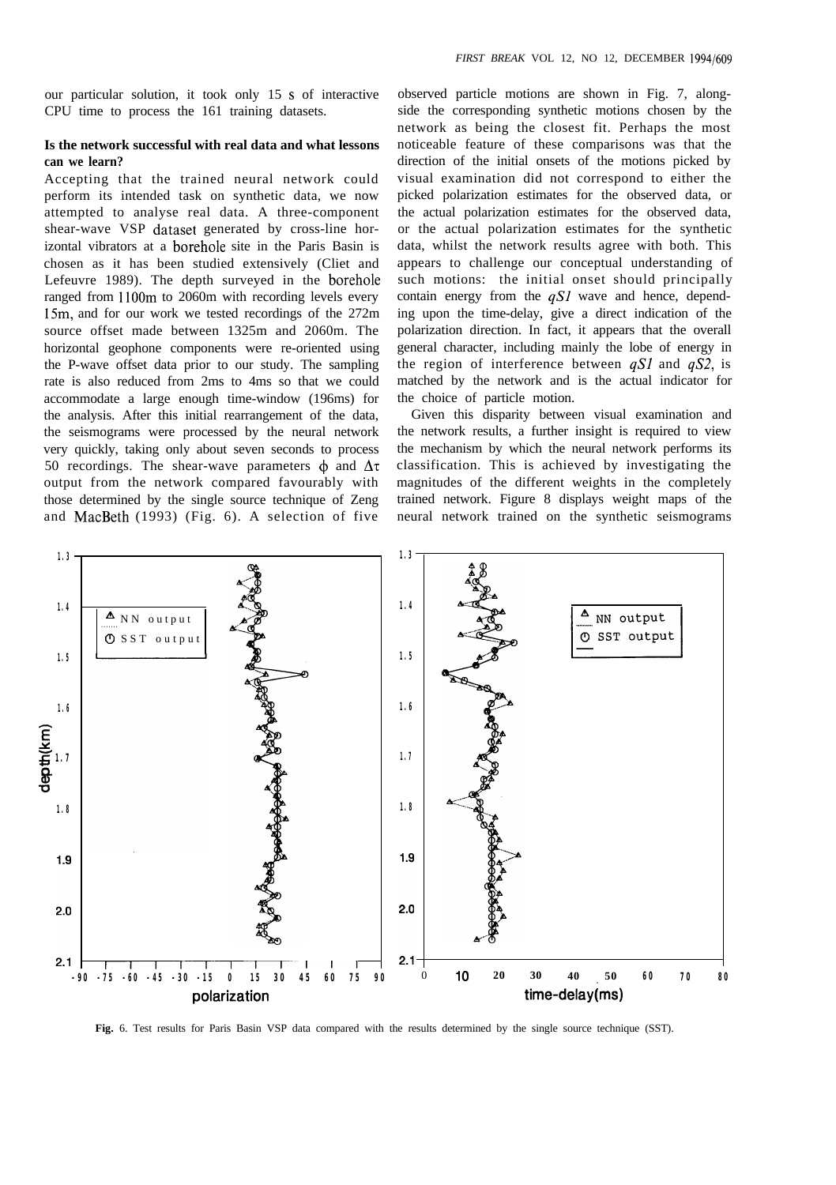our particular solution, it took only 15 s of interactive CPU time to process the 161 training datasets.

### Is the network successful with real data and what lessons can we learn?

Accepting that the trained neural network could perform its intended task on synthetic data, we now attempted to analyse real data. A three-component shear-wave VSP dataset generated by cross-line horizontal vibrators at a borehole site in the Paris Basin is chosen as it has been studied extensively (Cliet and Lefeuvre 1989). The depth surveyed in the borehole ranged from 1100m to 2060m with recording levels every 15m, and for our work we tested recordings of the 272m source offset made between 1325m and 2060m. The horizontal geophone components were re-oriented using the P-wave offset data prior to our study. The sampling rate is also reduced from 2ms to 4ms so that we could accommodate a large enough time-window (196ms) for the analysis. After this initial rearrangement of the data, the seismograms were processed by the neural network very quickly, taking only about seven seconds to process 50 recordings. The shear-wave parameters $\phi$ and $\Delta\tau$ output from the network compared favourably with those determined by the single source technique of Zeng and MacBeth (1993) (Fig. 6). A selection of five observed particle motions are shown in Fig. 7, alongside the corresponding synthetic motions chosen by the network as being the closest fit. Perhaps the most noticeable feature of these comparisons was that the direction of the initial onsets of the motions picked by visual examination did not correspond to either the picked polarization estimates for the observed data, or the actual polarization estimates for the observed data, or the actual polarization estimates for the synthetic data, whilst the network results agree with both. This appears to challenge our conceptual understanding of such motions: the initial onset should principally contain energy from the *qS1* wave and hence, depending upon the time-delay, give a direct indication of the polarization direction. In fact, it appears that the overall general character, including mainly the lobe of energy in the region of interference between *qS1* and *qS2*, is matched by the network and is the actual indicator for the choice of particle motion.

Given this disparity between visual examination and the network results, a further insight is required to view the mechanism by which the neural network performs its classification. This is achieved by investigating the magnitudes of the different weights in the completely trained network. Figure 8 displays weight maps of the neural network trained on the synthetic seismograms

**Fig.** 6. Test results for Paris Basin VSP data compared with the results determined by the single source technique (SST).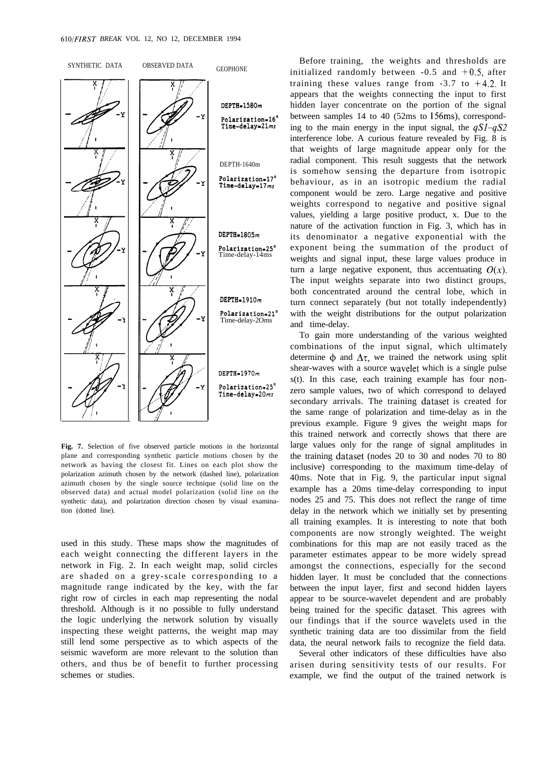**Fig. 7.** Selection of five observed particle motions in the horizontal plane and corresponding synthetic particle motions chosen by the network as having the closest fit. Lines on each plot show the polarization azimuth chosen by the network (dashed line), polarization azimuth chosen by the single source technique (solid line on the observed data) and actual model polarization (solid line on the synthetic data), and polarization direction chosen by visual examination (dotted line).

used in this study. These maps show the magnitudes of each weight connecting the different layers in the network in Fig. 2. In each weight map, solid circles are shaded on a grey-scale corresponding to a magnitude range indicated by the key, with the far right row of circles in each map representing the nodal threshold. Although is it no possible to fully understand the logic underlying the network solution by visually inspecting these weight patterns, the weight map may still lend some perspective as to which aspects of the seismic waveform are more relevant to the solution than others, and thus be of benefit to further processing schemes or studies.

Before training, the weights and thresholds are initialized randomly between -0.5 and +0.5, after training these values range from -3.7 to +4.2. It appears that the weights connecting the input to first hidden layer concentrate on the portion of the signal between samples 14 to 40 (52ms to 156ms), corresponding to the main energy in the input signal, the *qS1–qS2* interference lobe. A curious feature revealed by Fig. 8 is that weights of large magnitude appear only for the radial component. This result suggests that the network is somehow sensing the departure from isotropic behaviour, as in an isotropic medium the radial component would be zero. Large negative and positive weights correspond to negative and positive signal values, yielding a large positive product, x. Due to the nature of the activation function in Fig. 3, which has in its denominator a negative exponential with the exponent being the summation of the product of weights and signal input, these large values produce in turn a large negative exponent, thus accentuating $O(x)$. The input weights separate into two distinct groups, both concentrated around the central lobe, which in turn connect separately (but not totally independently) with the weight distributions for the output polarization and time-delay.

To gain more understanding of the various weighted combinations of the input signal, which ultimately determine $\phi$ and $\Delta\tau$, we trained the network using split shear-waves with a source wavelet which is a single pulse s(t). In this case, each training example has four non-zero sample values, two of which correspond to delayed secondary arrivals. The training dataset is created for the same range of polarization and time-delay as in the previous example. Figure 9 gives the weight maps for this trained network and correctly shows that there are large values only for the range of signal amplitudes in the training dataset (nodes 20 to 30 and nodes 70 to 80 inclusive) corresponding to the maximum time-delay of 40ms. Note that in Fig. 9, the particular input signal example has a 20ms time-delay corresponding to input nodes 25 and 75. This does not reflect the range of time delay in the network which we initially set by presenting all training examples. It is interesting to note that both components are now strongly weighted. The weight combinations for this map are not easily traced as the parameter estimates appear to be more widely spread amongst the connections, especially for the second hidden layer. It must be concluded that the connections between the input layer, first and second hidden layers appear to be source-wavelet dependent and are probably being trained for the specific dataset. This agrees with our findings that if the source wavelets used in the synthetic training data are too dissimilar from the field data, the neural network fails to recognize the field data.

Several other indicators of these difficulties have also arisen during sensitivity tests of our results. For example, we find the output of the trained network is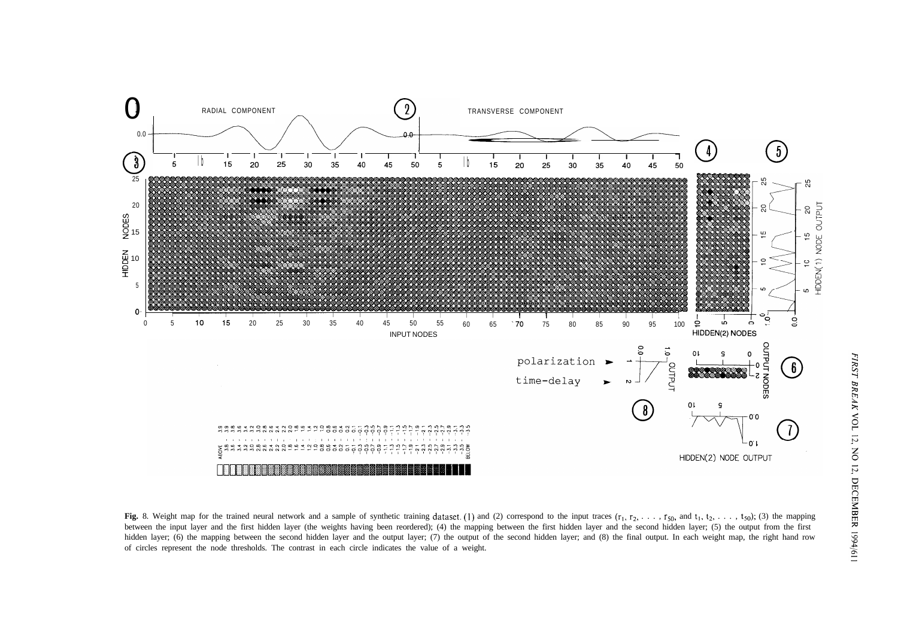**Fig.** 8. Weight map for the trained neural network and a sample of synthetic training dataset. (1) and (2) correspond to the input traces ($r_1, r_2, \ldots, r_{50}$, and $t_1, t_2, \ldots, t_{50}$); (3) the mapping between the input layer and the first hidden layer (the weights having been reordered); (4) the mapping between the first hidden layer and the second hidden layer; (5) the output from the first hidden layer; (6) the mapping between the second hidden layer and the output layer; (7) the output of the second hidden layer; and (8) the final output. In each weight map, the right hand row of circles represent the node thresholds. The contrast in each circle indicates the value of a weight.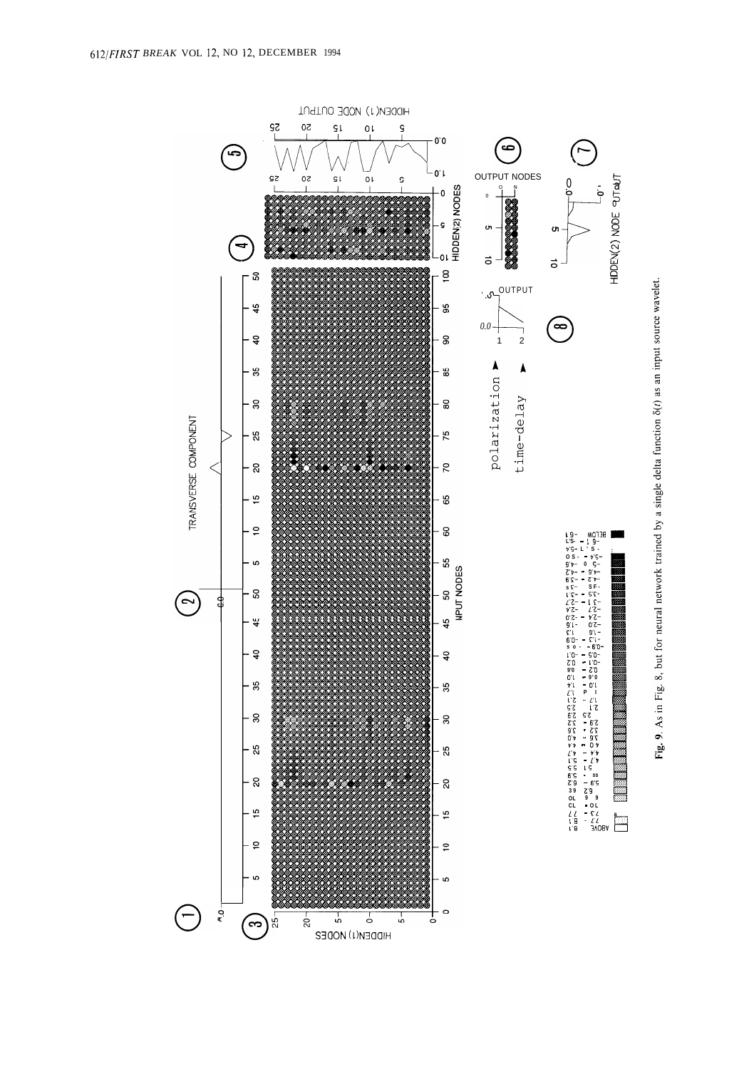**Fig. 9**. As in Fig. 8, but for neural network trained by a single delta function $\delta(t)$ as an input source wavelet.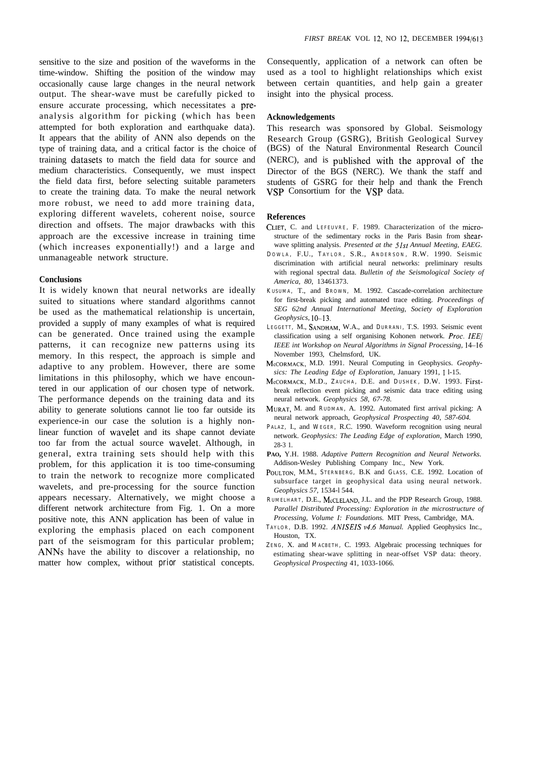sensitive to the size and position of the waveforms in the time-window. Shifting the position of the window may occasionally cause large changes in the neural network output. The shear-wave must be carefully picked to ensure accurate processing, which necessitates a pre-analysis algorithm for picking (which has been attempted for both exploration and earthquake data). It appears that the ability of ANN also depends on the type of training data, and a critical factor is the choice of training datasets to match the field data for source and medium characteristics. Consequently, we must inspect the field data first, before selecting suitable parameters to create the training data. To make the neural network more robust, we need to add more training data, exploring different wavelets, coherent noise, source direction and offsets. The major drawbacks with this approach are the excessive increase in training time (which increases exponentially!) and a large and unmanageable network structure.

## Conclusions

It is widely known that neural networks are ideally suited to situations where standard algorithms cannot be used as the mathematical relationship is uncertain, provided a supply of many examples of what is required can be generated. Once trained using the example patterns, it can recognize new patterns using its memory. In this respect, the approach is simple and adaptive to any problem. However, there are some limitations in this philosophy, which we have encountered in our application of our chosen type of network. The performance depends on the training data and its ability to generate solutions cannot lie too far outside its experience-in our case the solution is a highly non-linear function of wavelet and its shape cannot deviate too far from the actual source wavelet. Although, in general, extra training sets should help with this problem, for this application it is too time-consuming to train the network to recognize more complicated wavelets, and pre-processing for the source function appears necessary. Alternatively, we might choose a different network architecture from Fig. 1. On a more positive note, this ANN application has been of value in exploring the emphasis placed on each component part of the seismogram for this particular problem; ANNs have the ability to discover a relationship, no matter how complex, without prior statistical concepts. Consequently, application of a network can often be used as a tool to highlight relationships which exist between certain quantities, and help gain a greater insight into the physical process.

## Acknowledgements

This research was sponsored by Global. Seismology Research Group (GSRG), British Geological Survey (BGS) of the Natural Environmental Research Council (NERC), and is published with the approval of the Director of the BGS (NERC). We thank the staff and students of GSRG for their help and thank the French VSP Consortium for the VSP data.

## References

CLIET, C. and LEFEUVRE, F. 1989. Characterization of the micro-structure of the sedimentary rocks in the Paris Basin from shear-wave splitting analysis. *Presented at the 51st Annual Meeting, EAEG.*

DOWLA, F.U., TAYLOR, S.R., ANDERSON, R.W. 1990. Seismic discrimination with artificial neural networks: preliminary results with regional spectral data. *Bulletin of the Seismological Society of America, 80,* 13461373.

KUSUMA, T., and BROWN, M. 1992. Cascade-correlation architecture for first-break picking and automated trace editing. *Proceedings of SEG 62nd Annual International Meeting, Society of Exploration Geophysics,* 10–13.

LEGGETT, M., SANDHAM, W.A., and DURRANI, T.S. 1993. Seismic event classification using a self organising Kohonen network. *Proc. IEE/IEEE int Workshop on Neural Algorithms in Signal Processing,* 14–16 November 1993, Chelmsford, UK.

McCORMACK, M.D. 1991. Neural Computing in Geophysics. *Geophysics: The Leading Edge of Exploration,* January 1991, 1 l-15.

McCORMACK, M.D., ZAUCHA, D.E. and DUSHEK, D.W. 1993. First-break reflection event picking and seismic data trace editing using neural network. *Geophysics 58, 67-78.*

MURAT, M. and RUDMAN, A. 1992. Automated first arrival picking: A neural network approach, *Geophysical Prospecting 40, 587-604.*

PALAZ, I., and WEGER, R.C. 1990. Waveform recognition using neural network. *Geophysics: The Leading Edge of exploration,* March 1990, 28-3 1.

PAO, Y.H. 1988. *Adaptive Pattern Recognition and Neural Networks.* Addison-Wesley Publishing Company Inc., New York.

POULTON, M.M., STERNBERG, B.K and GLASS, C.E. 1992. Location of subsurface target in geophysical data using neural network. *Geophysics 57,* 1534-l 544.

RUMELHART, D.E., McCLELAND, J.L. and the PDP Research Group, 1988. *Parallel Distributed Processing: Exploration in the microstructure of Processing, Volume I: Foundations.* MIT Press, Cambridge, MA.

TAYLOR, D.B. 1992. *ANISEIS v4.6 Manual.* Applied Geophysics Inc., Houston, TX.

ZENG, X. and MACBETH, C. 1993. Algebraic processing techniques for estimating shear-wave splitting in near-offset VSP data: theory. *Geophysical Prospecting* 41, 1033-1066.